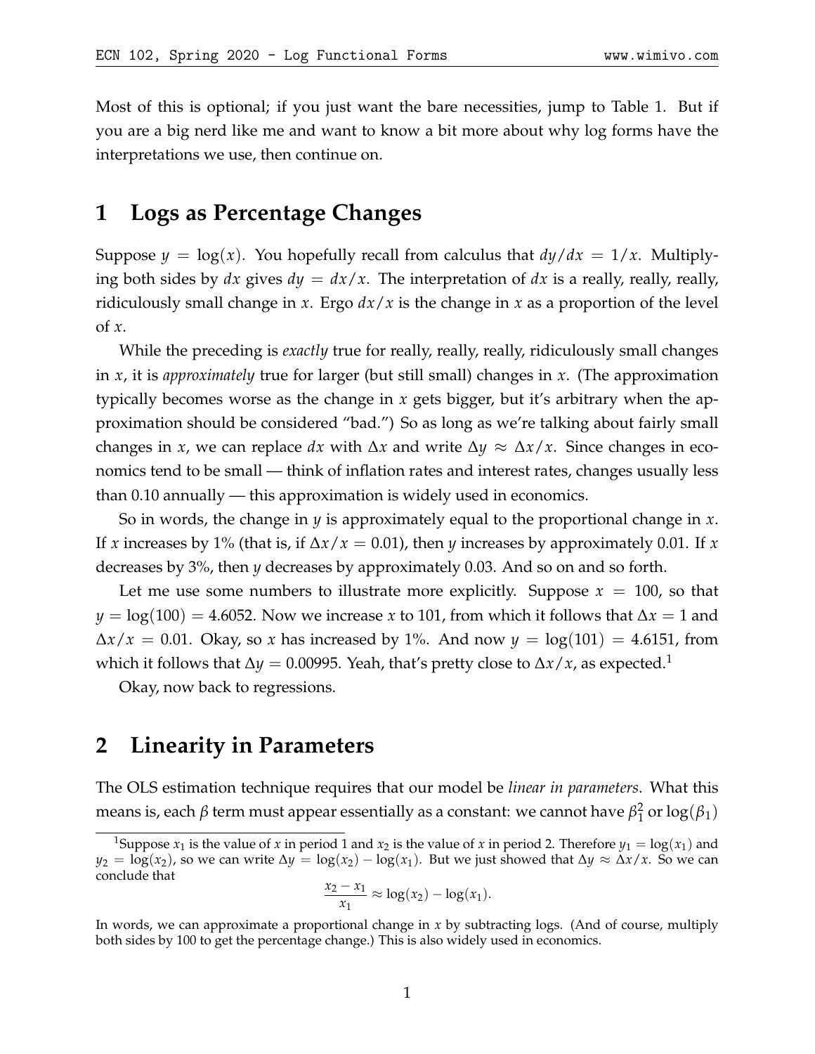Most of this is optional; if you just want the bare necessities, jump to Table 1. But if you are a big nerd like me and want to know a bit more about why log forms have the interpretations we use, then continue on.

# 1 Logs as Percentage Changes

Suppose $y = \log(x)$. You hopefully recall from calculus that $dy/dx = 1/x$. Multiplying both sides by $dx$ gives $dy = dx/x$. The interpretation of $dx$ is a really, really, really, ridiculously small change in $x$. Ergo $dx/x$ is the change in $x$ as a proportion of the level of $x$.

While the preceding is *exactly* true for really, really, really, ridiculously small changes in $x$, it is *approximately* true for larger (but still small) changes in $x$. (The approximation typically becomes worse as the change in $x$ gets bigger, but it's arbitrary when the approximation should be considered "bad.") So as long as we're talking about fairly small changes in $x$, we can replace $dx$ with $\Delta x$ and write $\Delta y \approx \Delta x/x$. Since changes in economics tend to be small — think of inflation rates and interest rates, changes usually less than 0.10 annually — this approximation is widely used in economics.

So in words, the change in $y$ is approximately equal to the proportional change in $x$. If $x$ increases by 1% (that is, if $\Delta x/x = 0.01$), then $y$ increases by approximately 0.01. If $x$ decreases by 3%, then $y$ decreases by approximately 0.03. And so on and so forth.

Let me use some numbers to illustrate more explicitly. Suppose $x = 100$, so that $y = \log(100) = 4.6052$. Now we increase $x$ to 101, from which it follows that $\Delta x = 1$ and $\Delta x/x = 0.01$. Okay, so $x$ has increased by 1%. And now $y = \log(101) = 4.6151$, from which it follows that $\Delta y = 0.00995$. Yeah, that's pretty close to $\Delta x/x$, as expected.[1]

Okay, now back to regressions.

# 2 Linearity in Parameters

The OLS estimation technique requires that our model be *linear in parameters*. What this means is, each $\beta$ term must appear essentially as a constant: we cannot have $\beta_1^2$ or $\log(\beta_1)$

---

[1] Suppose $x_1$ is the value of $x$ in period 1 and $x_2$ is the value of $x$ in period 2. Therefore $y_1 = \log(x_1)$ and $y_2 = \log(x_2)$, so we can write $\Delta y = \log(x_2) - \log(x_1)$. But we just showed that $\Delta y \approx \Delta x/x$. So we can conclude that

$$\frac{x_2 - x_1}{x_1} \approx \log(x_2) - \log(x_1).$$

In words, we can approximate a proportional change in $x$ by subtracting logs. (And of course, multiply both sides by 100 to get the percentage change.) This is also widely used in economics.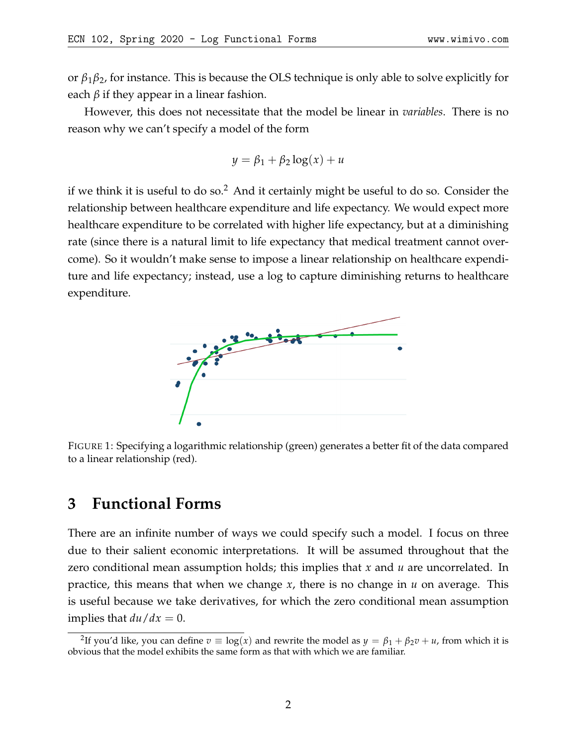or $\beta_1\beta_2$, for instance. This is because the OLS technique is only able to solve explicitly for each $\beta$ if they appear in a linear fashion.

However, this does not necessitate that the model be linear in *variables*. There is no reason why we can't specify a model of the form

$$y = \beta_1 + \beta_2 \log(x) + u$$

if we think it is useful to do so.[2] And it certainly might be useful to do so. Consider the relationship between healthcare expenditure and life expectancy. We would expect more healthcare expenditure to be correlated with higher life expectancy, but at a diminishing rate (since there is a natural limit to life expectancy that medical treatment cannot overcome). So it wouldn't make sense to impose a linear relationship on healthcare expenditure and life expectancy; instead, use a log to capture diminishing returns to healthcare expenditure.

FIGURE 1: Specifying a logarithmic relationship (green) generates a better fit of the data compared to a linear relationship (red).

## 3 Functional Forms

There are an infinite number of ways we could specify such a model. I focus on three due to their salient economic interpretations. It will be assumed throughout that the zero conditional mean assumption holds; this implies that $x$ and $u$ are uncorrelated. In practice, this means that when we change $x$, there is no change in $u$ on average. This is useful because we take derivatives, for which the zero conditional mean assumption implies that $du/dx = 0$.

[2] If you'd like, you can define $v \equiv \log(x)$ and rewrite the model as $y = \beta_1 + \beta_2 v + u$, from which it is obvious that the model exhibits the same form as that with which we are familiar.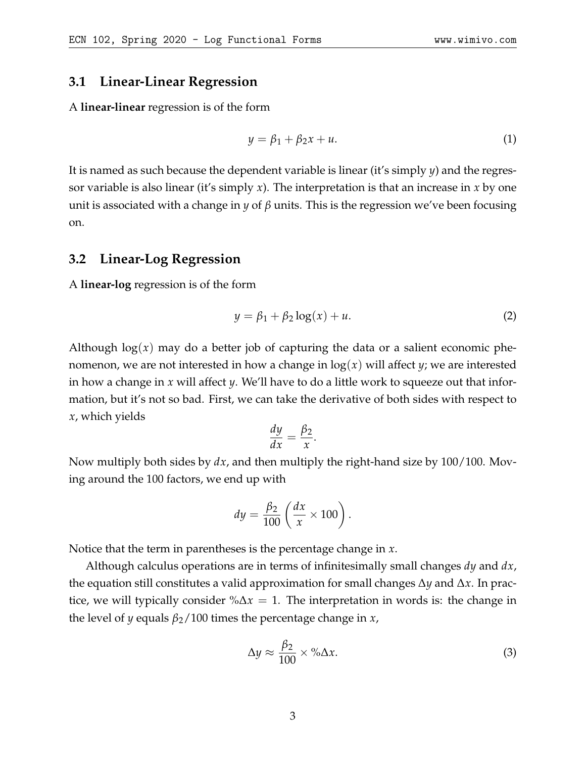### 3.1 Linear-Linear Regression

A **linear-linear** regression is of the form

$$y = \beta_1 + \beta_2 x + u. \tag{1}$$

It is named as such because the dependent variable is linear (it's simply $y$) and the regressor variable is also linear (it's simply $x$). The interpretation is that an increase in $x$ by one unit is associated with a change in $y$ of $\beta$ units. This is the regression we've been focusing on.

### 3.2 Linear-Log Regression

A **linear-log** regression is of the form

$$y = \beta_1 + \beta_2 \log(x) + u. \tag{2}$$

Although $\log(x)$ may do a better job of capturing the data or a salient economic phenomenon, we are not interested in how a change in $\log(x)$ will affect $y$; we are interested in how a change in $x$ will affect $y$. We'll have to do a little work to squeeze out that information, but it's not so bad. First, we can take the derivative of both sides with respect to $x$, which yields

$$\frac{dy}{dx} = \frac{\beta_2}{x}.$$

Now multiply both sides by $dx$, and then multiply the right-hand size by $100/100$. Moving around the 100 factors, we end up with

$$dy = \frac{\beta_2}{100} \left( \frac{dx}{x} \times 100 \right).$$

Notice that the term in parentheses is the percentage change in $x$.

Although calculus operations are in terms of infinitesimally small changes $dy$ and $dx$, the equation still constitutes a valid approximation for small changes $\Delta y$ and $\Delta x$. In practice, we will typically consider $\%\Delta x = 1$. The interpretation in words is: the change in the level of $y$ equals $\beta_2/100$ times the percentage change in $x$,

$$\Delta y \approx \frac{\beta_2}{100} \times \%\Delta x. \tag{3}$$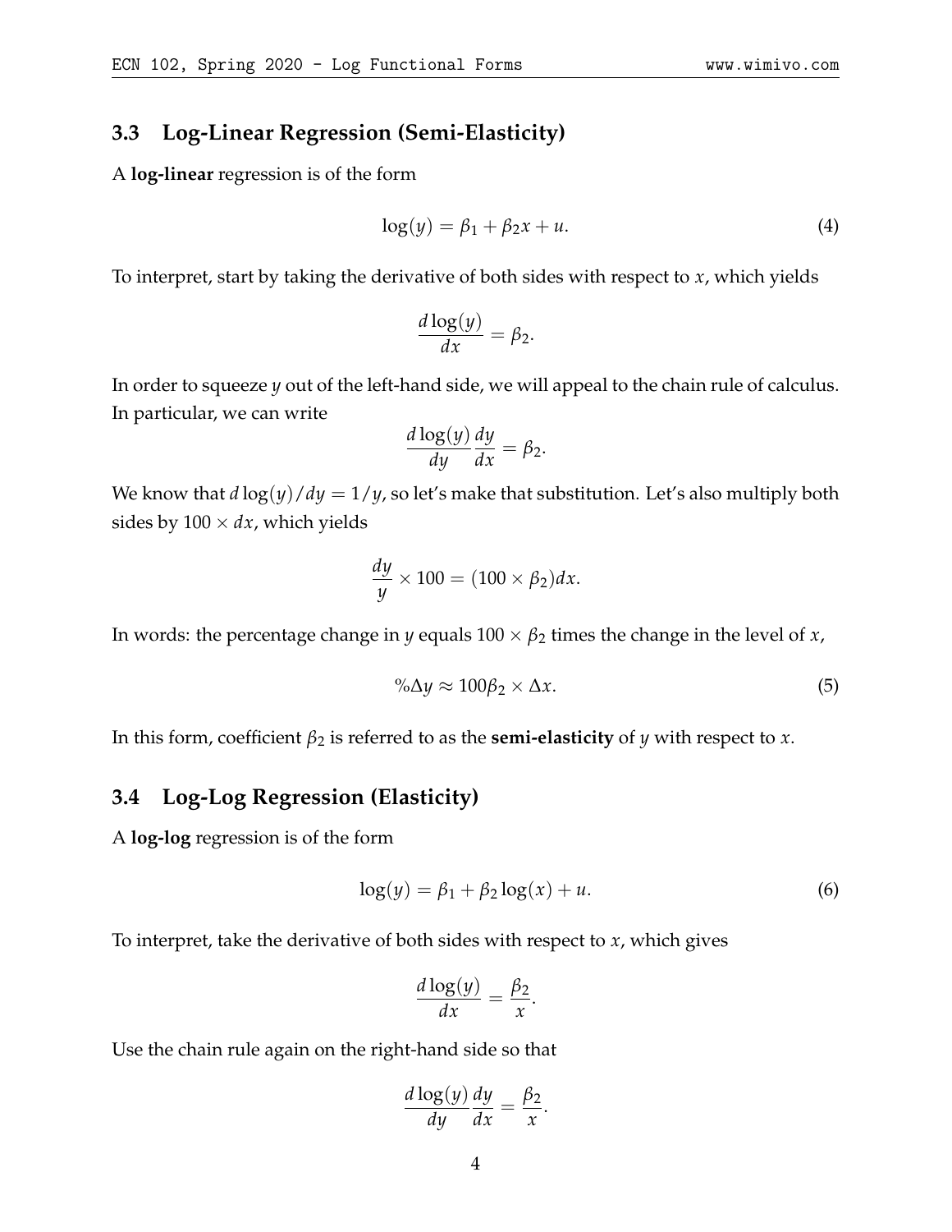### 3.3 Log-Linear Regression (Semi-Elasticity)

A **log-linear** regression is of the form

$$\log(y) = \beta_1 + \beta_2 x + u. \tag{4}$$

To interpret, start by taking the derivative of both sides with respect to $x$, which yields

$$\frac{d\log(y)}{dx} = \beta_2.$$

In order to squeeze $y$ out of the left-hand side, we will appeal to the chain rule of calculus. In particular, we can write

$$\frac{d\log(y)}{dy}\frac{dy}{dx} = \beta_2.$$

We know that $d\log(y)/dy = 1/y$, so let's make that substitution. Let's also multiply both sides by $100 \times dx$, which yields

$$\frac{dy}{y} \times 100 = (100 \times \beta_2)dx.$$

In words: the percentage change in $y$ equals $100 \times \beta_2$ times the change in the level of $x$,

$$\%\Delta y \approx 100\beta_2 \times \Delta x. \tag{5}$$

In this form, coefficient $\beta_2$ is referred to as the **semi-elasticity** of $y$ with respect to $x$.

### 3.4 Log-Log Regression (Elasticity)

A **log-log** regression is of the form

$$\log(y) = \beta_1 + \beta_2 \log(x) + u. \tag{6}$$

To interpret, take the derivative of both sides with respect to $x$, which gives

$$\frac{d\log(y)}{dx} = \frac{\beta_2}{x}.$$

Use the chain rule again on the right-hand side so that

$$\frac{d\log(y)}{dy}\frac{dy}{dx} = \frac{\beta_2}{x}.$$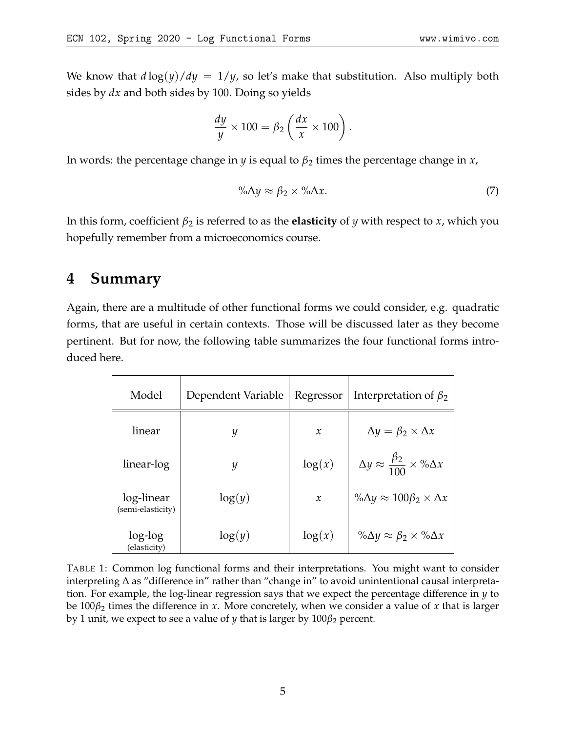We know that $d\log(y)/dy = 1/y$, so let's make that substitution. Also multiply both sides by $dx$ and both sides by 100. Doing so yields

$$\frac{dy}{y} \times 100 = \beta_2 \left( \frac{dx}{x} \times 100 \right).$$

In words: the percentage change in $y$ is equal to $\beta_2$ times the percentage change in $x$,

$$\%\Delta y \approx \beta_2 \times \%\Delta x. \tag{7}$$

In this form, coefficient $\beta_2$ is referred to as the **elasticity** of $y$ with respect to $x$, which you hopefully remember from a microeconomics course.

# 4 Summary

Again, there are a multitude of other functional forms we could consider, e.g. quadratic forms, that are useful in certain contexts. Those will be discussed later as they become pertinent. But for now, the following table summarizes the four functional forms introduced here.

| Model | Dependent Variable | Regressor | Interpretation of $\beta_2$ |
|---|---|---|---|
| linear | $y$ | $x$ | $\Delta y = \beta_2 \times \Delta x$ |
| linear-log | $y$ | $\log(x)$ | $\Delta y \approx \frac{\beta_2}{100} \times \%\Delta x$ |
| log-linear (semi-elasticity) | $\log(y)$ | $x$ | $\%\Delta y \approx 100\beta_2 \times \Delta x$ |
| log-log (elasticity) | $\log(y)$ | $\log(x)$ | $\%\Delta y \approx \beta_2 \times \%\Delta x$ |

TABLE 1: Common log functional forms and their interpretations. You might want to consider interpreting $\Delta$ as "difference in" rather than "change in" to avoid unintentional causal interpretation. For example, the log-linear regression says that we expect the percentage difference in $y$ to be $100\beta_2$ times the difference in $x$. More concretely, when we consider a value of $x$ that is larger by 1 unit, we expect to see a value of $y$ that is larger by $100\beta_2$ percent.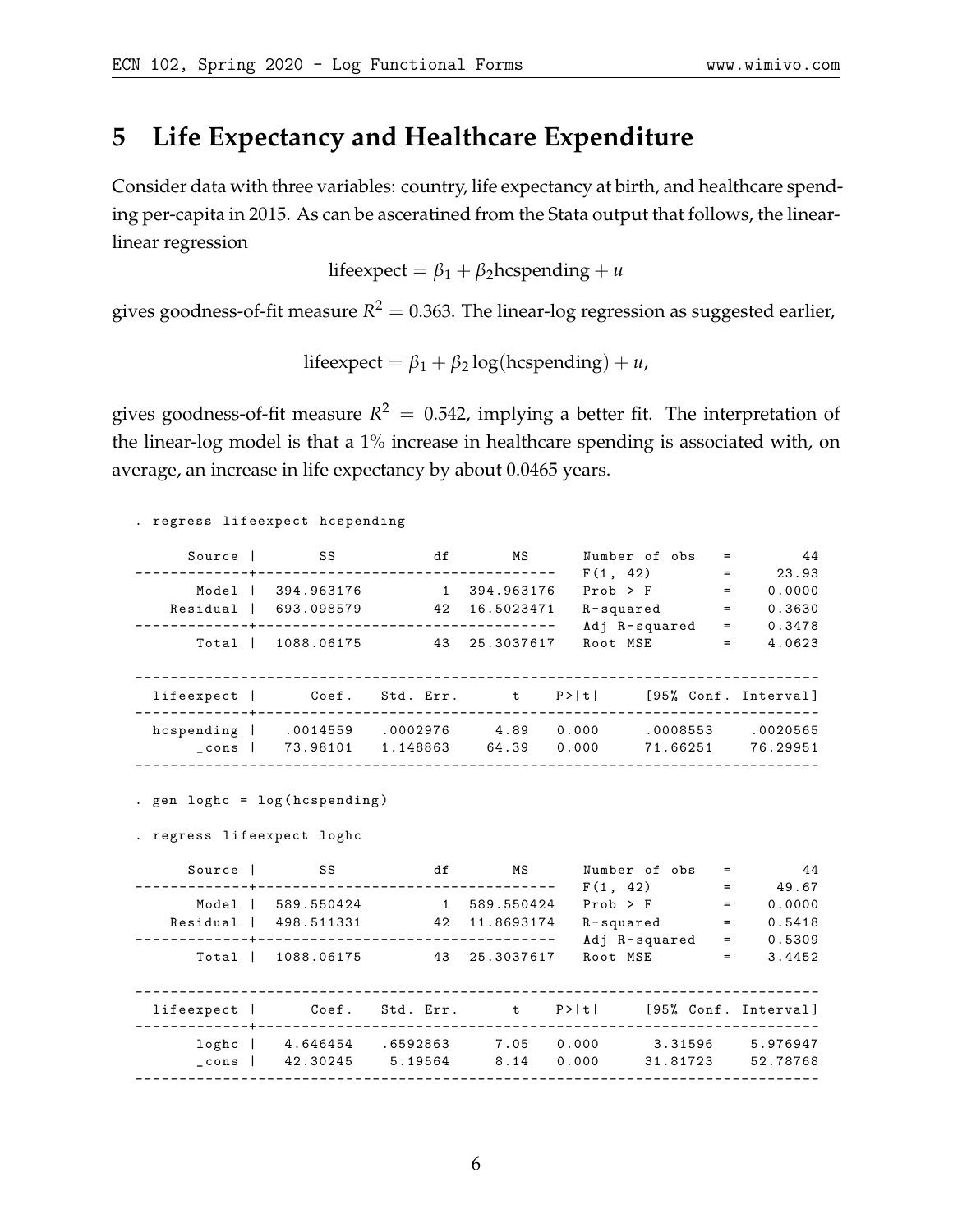## 5 Life Expectancy and Healthcare Expenditure

Consider data with three variables: country, life expectancy at birth, and healthcare spending per-capita in 2015. As can be asceratined from the Stata output that follows, the linear-linear regression

$$\text{lifeexpect} = \beta_1 + \beta_2 \text{hcspending} + u$$

gives goodness-of-fit measure $R^2 = 0.363$. The linear-log regression as suggested earlier,

$$\text{lifeexpect} = \beta_1 + \beta_2 \log(\text{hcspending}) + u,$$

gives goodness-of-fit measure $R^2 = 0.542$, implying a better fit. The interpretation of the linear-log model is that a 1% increase in healthcare spending is associated with, on average, an increase in life expectancy by about 0.0465 years.

```
. regress lifeexpect hcspending

      Source |       SS           df       MS      Number of obs   =        44
-------------+----------------------------------   F(1, 42)        =     23.93
       Model |  394.963176         1  394.963176   Prob > F        =    0.0000
    Residual |  693.098579        42  16.5023471   R-squared       =    0.3630
-------------+----------------------------------   Adj R-squared   =    0.3478
       Total |  1088.06175        43  25.3037617   Root MSE        =    4.0623

------------------------------------------------------------------------------
  lifeexpect |      Coef.   Std. Err.      t    P>|t|     [95% Conf. Interval]
-------------+----------------------------------------------------------------
  hcspending |   .0014559   .0002976     4.89   0.000     .0008553    .0020565
       _cons |   73.98101   1.148863    64.39   0.000     71.66251    76.29951
------------------------------------------------------------------------------

. gen loghc = log(hcspending)

. regress lifeexpect loghc

      Source |       SS           df       MS      Number of obs   =        44
-------------+----------------------------------   F(1, 42)        =     49.67
       Model |  589.550424         1  589.550424   Prob > F        =    0.0000
    Residual |  498.511331        42  11.8693174   R-squared       =    0.5418
-------------+----------------------------------   Adj R-squared   =    0.5309
       Total |  1088.06175        43  25.3037617   Root MSE        =    3.4452

------------------------------------------------------------------------------
  lifeexpect |      Coef.   Std. Err.      t    P>|t|     [95% Conf. Interval]
-------------+----------------------------------------------------------------
       loghc |   4.646454   .6592863     7.05   0.000      3.31596    5.976947
       _cons |   42.30245    5.19564     8.14   0.000     31.81723    52.78768
------------------------------------------------------------------------------
```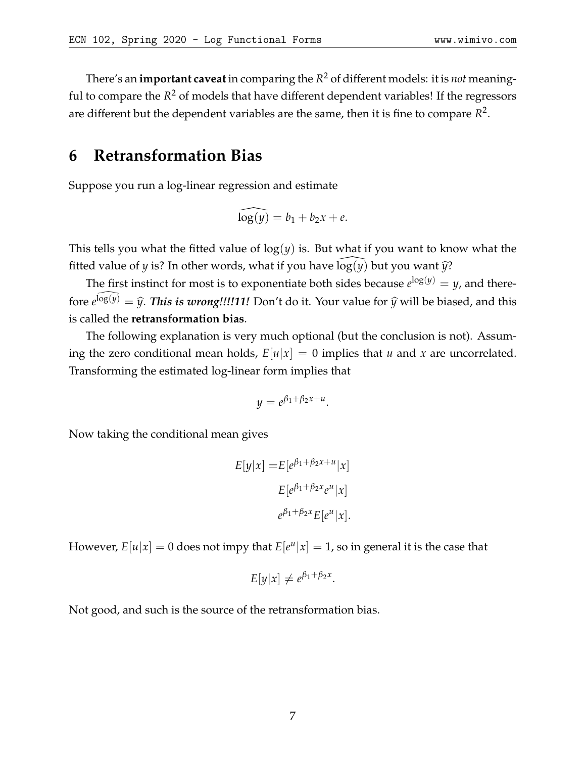There's an **important caveat** in comparing the $R^2$ of different models: it is *not* meaningful to compare the $R^2$ of models that have different dependent variables! If the regressors are different but the dependent variables are the same, then it is fine to compare $R^2$.

# 6 Retransformation Bias

Suppose you run a log-linear regression and estimate

$$\widehat{\log(y)} = b_1 + b_2 x + e.$$

This tells you what the fitted value of $\log(y)$ is. But what if you want to know what the fitted value of $y$ is? In other words, what if you have $\widehat{\log(y)}$ but you want $\widehat{y}$?

The first instinct for most is to exponentiate both sides because $e^{\log(y)} = y$, and therefore $e^{\widehat{\log(y)}} = \widehat{y}$. ***This is wrong!!!!11!*** Don't do it. Your value for $\widehat{y}$ will be biased, and this is called the **retransformation bias**.

The following explanation is very much optional (but the conclusion is not). Assuming the zero conditional mean holds, $E[u|x] = 0$ implies that $u$ and $x$ are uncorrelated. Transforming the estimated log-linear form implies that

$$y = e^{\beta_1 + \beta_2 x + u}.$$

Now taking the conditional mean gives

$$\begin{aligned} E[y|x] =& E[e^{\beta_1 + \beta_2 x + u}|x] \\ & E[e^{\beta_1 + \beta_2 x} e^{u}|x] \\ & e^{\beta_1 + \beta_2 x} E[e^{u}|x]. \end{aligned}$$

However, $E[u|x] = 0$ does not impy that $E[e^u|x] = 1$, so in general it is the case that

$$E[y|x] \neq e^{\beta_1 + \beta_2 x}.$$

Not good, and such is the source of the retransformation bias.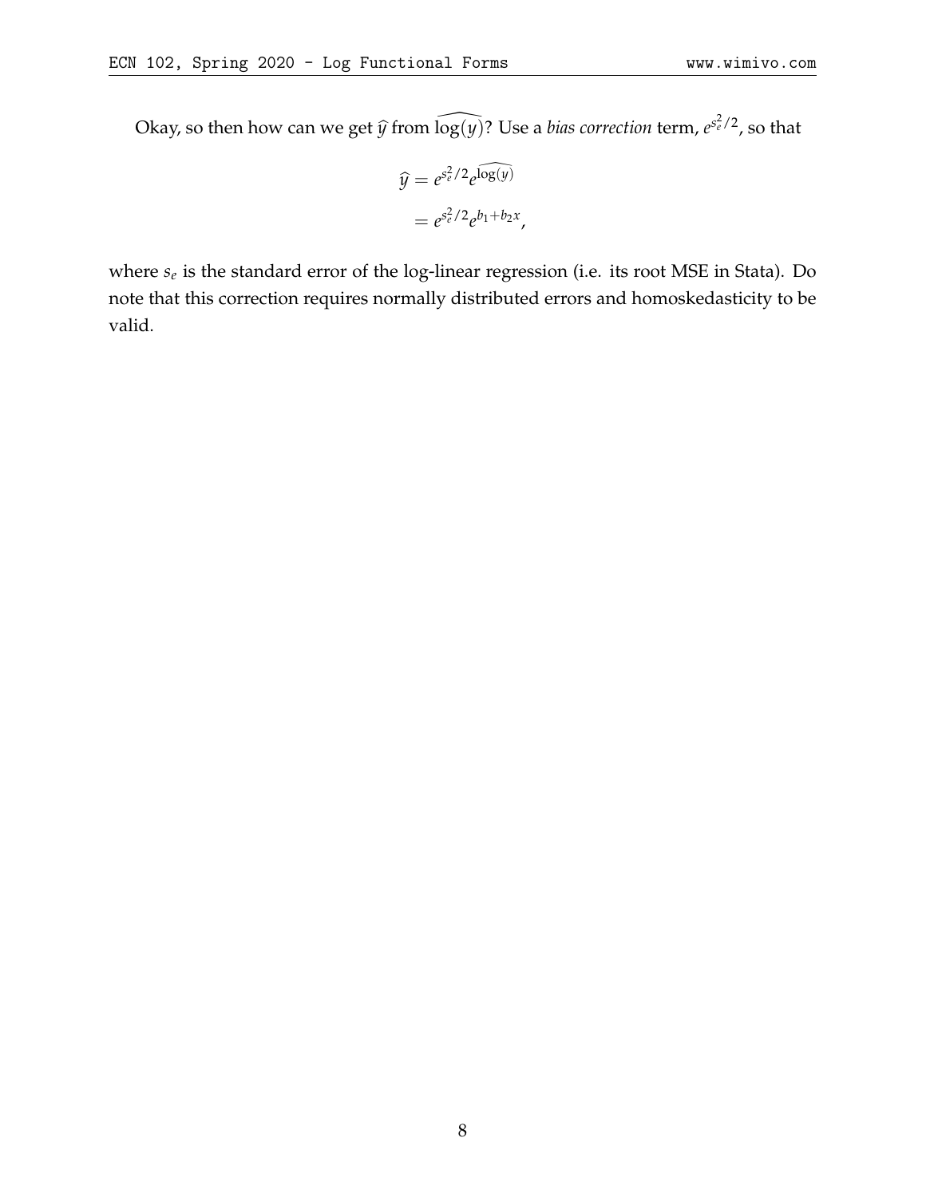Okay, so then how can we get $\widehat{y}$ from $\widehat{\log(y)}$? Use a *bias correction* term, $e^{s_e^2/2}$, so that

$$
\begin{aligned}
\widehat{y} &= e^{s_e^2/2} e^{\widehat{\log(y)}} \\
&= e^{s_e^2/2} e^{b_1 + b_2 x},
\end{aligned}
$$

where $s_e$ is the standard error of the log-linear regression (i.e. its root MSE in Stata). Do note that this correction requires normally distributed errors and homoskedasticity to be valid.